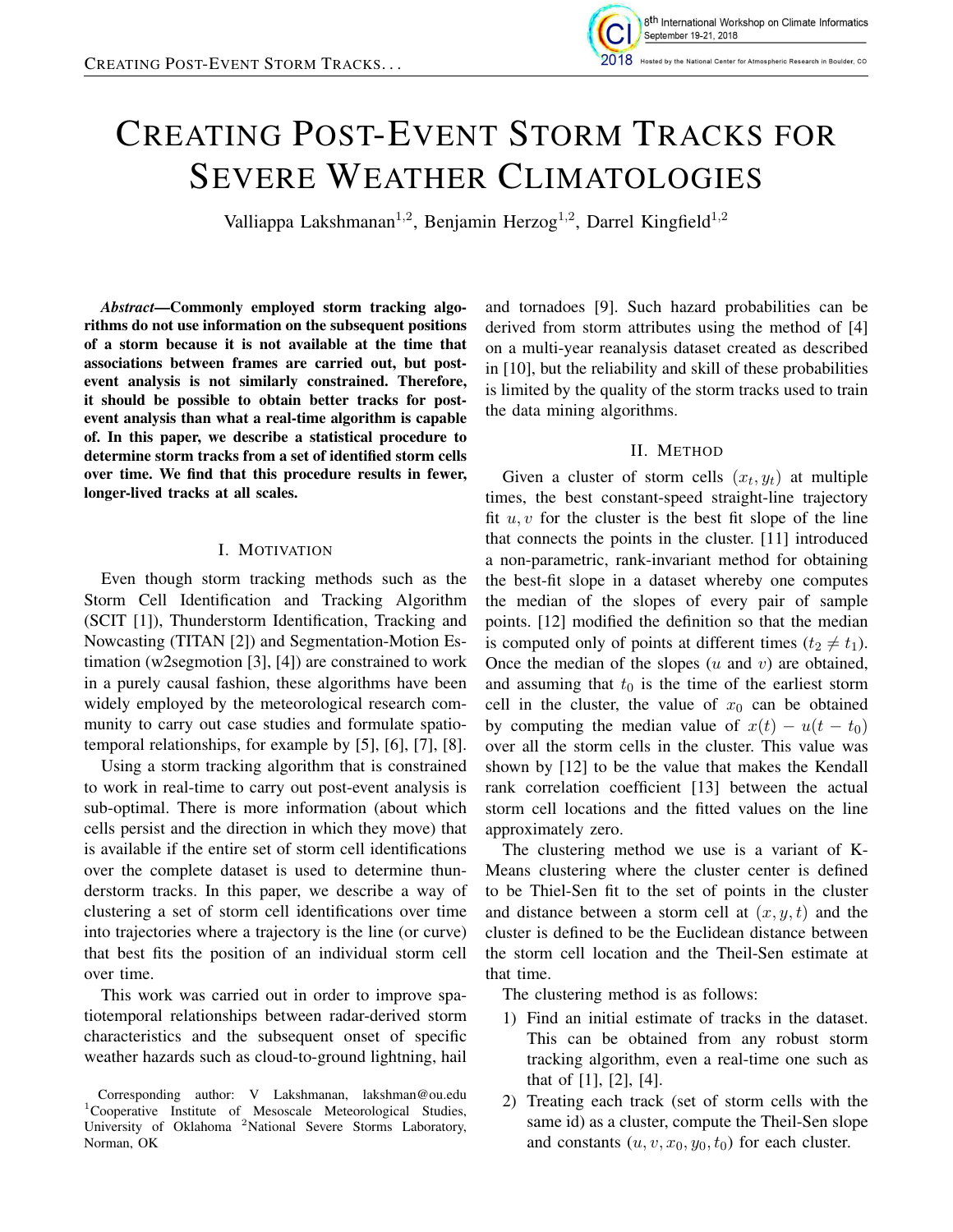# CREATING POST-EVENT STORM TRACKS FOR SEVERE WEATHER CLIMATOLOGIES

Valliappa Lakshmanan[1,2], Benjamin Herzog[1,2], Darrel Kingfield[1,2]

***Abstract*—Commonly employed storm tracking algorithms do not use information on the subsequent positions of a storm because it is not available at the time that associations between frames are carried out, but post-event analysis is not similarly constrained. Therefore, it should be possible to obtain better tracks for post-event analysis than what a real-time algorithm is capable of. In this paper, we describe a statistical procedure to determine storm tracks from a set of identified storm cells over time. We find that this procedure results in fewer, longer-lived tracks at all scales.**

## I. MOTIVATION

Even though storm tracking methods such as the Storm Cell Identification and Tracking Algorithm (SCIT [1]), Thunderstorm Identification, Tracking and Nowcasting (TITAN [2]) and Segmentation-Motion Estimation (w2segmotion [3], [4]) are constrained to work in a purely causal fashion, these algorithms have been widely employed by the meteorological research community to carry out case studies and formulate spatiotemporal relationships, for example by [5], [6], [7], [8].

Using a storm tracking algorithm that is constrained to work in real-time to carry out post-event analysis is sub-optimal. There is more information (about which cells persist and the direction in which they move) that is available if the entire set of storm cell identifications over the complete dataset is used to determine thunderstorm tracks. In this paper, we describe a way of clustering a set of storm cell identifications over time into trajectories where a trajectory is the line (or curve) that best fits the position of an individual storm cell over time.

This work was carried out in order to improve spatiotemporal relationships between radar-derived storm characteristics and the subsequent onset of specific weather hazards such as cloud-to-ground lightning, hail and tornadoes [9]. Such hazard probabilities can be derived from storm attributes using the method of [4] on a multi-year reanalysis dataset created as described in [10], but the reliability and skill of these probabilities is limited by the quality of the storm tracks used to train the data mining algorithms.

## II. METHOD

Given a cluster of storm cells $(x_t, y_t)$ at multiple times, the best constant-speed straight-line trajectory fit $u, v$ for the cluster is the best fit slope of the line that connects the points in the cluster. [11] introduced a non-parametric, rank-invariant method for obtaining the best-fit slope in a dataset whereby one computes the median of the slopes of every pair of sample points. [12] modified the definition so that the median is computed only of points at different times ($t_2 \neq t_1$). Once the median of the slopes ($u$ and $v$) are obtained, and assuming that $t_0$ is the time of the earliest storm cell in the cluster, the value of $x_0$ can be obtained by computing the median value of $x(t) - u(t - t_0)$ over all the storm cells in the cluster. This value was shown by [12] to be the value that makes the Kendall rank correlation coefficient [13] between the actual storm cell locations and the fitted values on the line approximately zero.

The clustering method we use is a variant of K-Means clustering where the cluster center is defined to be Thiel-Sen fit to the set of points in the cluster and distance between a storm cell at $(x, y, t)$ and the cluster is defined to be the Euclidean distance between the storm cell location and the Theil-Sen estimate at that time.

The clustering method is as follows:

1) Find an initial estimate of tracks in the dataset. This can be obtained from any robust storm tracking algorithm, even a real-time one such as that of [1], [2], [4].
2) Treating each track (set of storm cells with the same id) as a cluster, compute the Theil-Sen slope and constants $(u, v, x_0, y_0, t_0)$ for each cluster.

Corresponding author: V Lakshmanan, lakshman@ou.edu [1]Cooperative Institute of Mesoscale Meteorological Studies, University of Oklahoma [2]National Severe Storms Laboratory, Norman, OK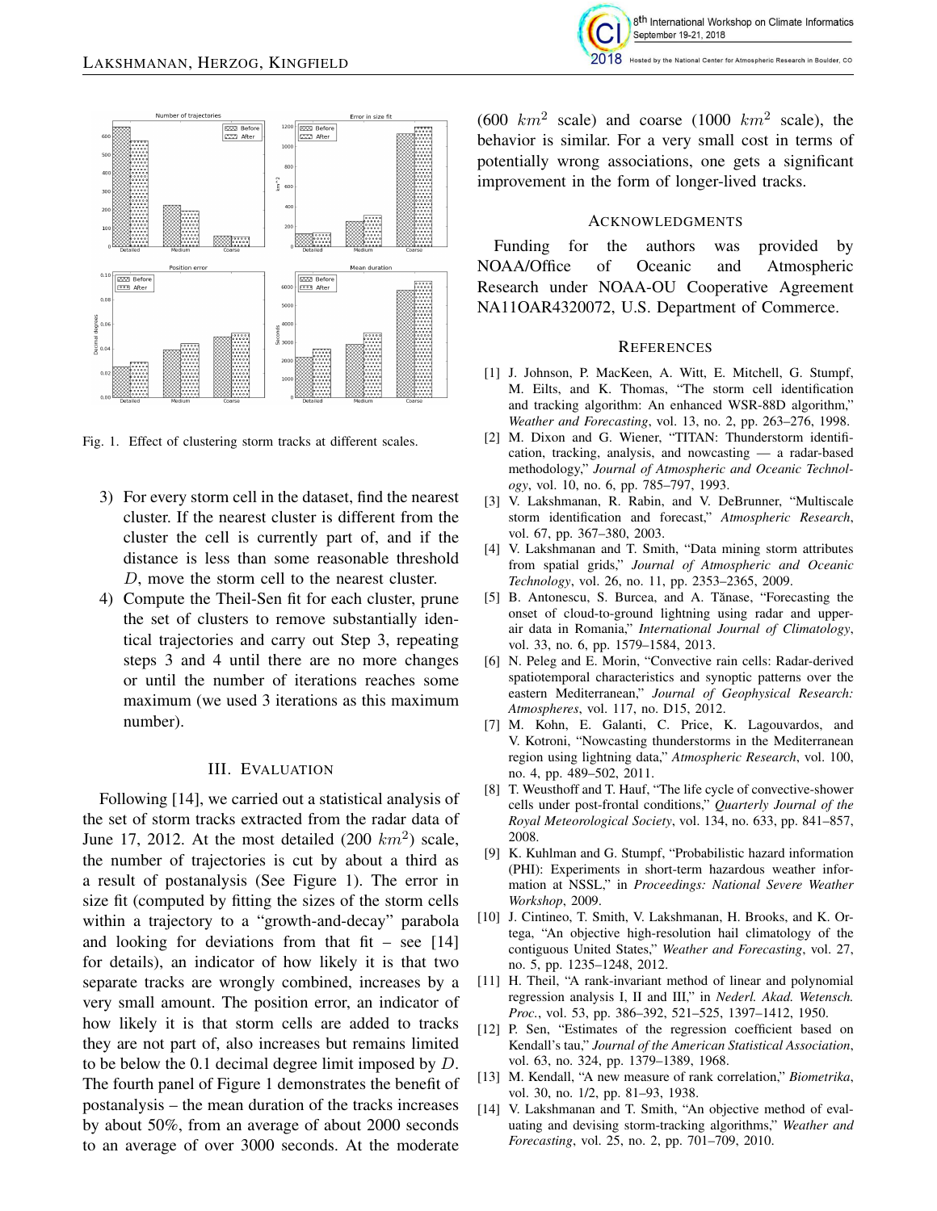Number of trajectories

Before
After

600
500
400
300
200
100
0

Detailed
Medium
Coarse

Error in size fit

Before
After

1200
1000
800
600
400
200
0

km^2

Detailed
Medium
Coarse

Position error

Before
After

0.10
0.08
0.06
0.04
0.02
0.00

Decimal degrees

Detailed
Medium
Coarse

Mean duration

Before
After

6000
5000
4000
3000
2000
1000
0

Seconds

Detailed
Medium
Coarse

Fig. 1. Effect of clustering storm tracks at different scales.

3) For every storm cell in the dataset, find the nearest cluster. If the nearest cluster is different from the cluster the cell is currently part of, and if the distance is less than some reasonable threshold $D$, move the storm cell to the nearest cluster.
4) Compute the Theil-Sen fit for each cluster, prune the set of clusters to remove substantially identical trajectories and carry out Step 3, repeating steps 3 and 4 until there are no more changes or until the number of iterations reaches some maximum (we used 3 iterations as this maximum number).

## III. Evaluation

Following [14], we carried out a statistical analysis of the set of storm tracks extracted from the radar data of June 17, 2012. At the most detailed (200 $km^2$) scale, the number of trajectories is cut by about a third as a result of postanalysis (See Figure 1). The error in size fit (computed by fitting the sizes of the storm cells within a trajectory to a "growth-and-decay" parabola and looking for deviations from that fit – see [14] for details), an indicator of how likely it is that two separate tracks are wrongly combined, increases by a very small amount. The position error, an indicator of how likely it is that storm cells are added to tracks they are not part of, also increases but remains limited to be below the 0.1 decimal degree limit imposed by $D$. The fourth panel of Figure 1 demonstrates the benefit of postanalysis – the mean duration of the tracks increases by about 50%, from an average of about 2000 seconds to an average of over 3000 seconds. At the moderate (600 $km^2$ scale) and coarse (1000 $km^2$ scale), the behavior is similar. For a very small cost in terms of potentially wrong associations, one gets a significant improvement in the form of longer-lived tracks.

## Acknowledgments

Funding for the authors was provided by NOAA/Office of Oceanic and Atmospheric Research under NOAA-OU Cooperative Agreement NA11OAR4320072, U.S. Department of Commerce.

## References

[1] J. Johnson, P. MacKeen, A. Witt, E. Mitchell, G. Stumpf, M. Eilts, and K. Thomas, "The storm cell identification and tracking algorithm: An enhanced WSR-88D algorithm," *Weather and Forecasting*, vol. 13, no. 2, pp. 263–276, 1998.

[2] M. Dixon and G. Wiener, "TITAN: Thunderstorm identification, tracking, analysis, and nowcasting — a radar-based methodology," *Journal of Atmospheric and Oceanic Technology*, vol. 10, no. 6, pp. 785–797, 1993.

[3] V. Lakshmanan, R. Rabin, and V. DeBrunner, "Multiscale storm identification and forecast," *Atmospheric Research*, vol. 67, pp. 367–380, 2003.

[4] V. Lakshmanan and T. Smith, "Data mining storm attributes from spatial grids," *Journal of Atmospheric and Oceanic Technology*, vol. 26, no. 11, pp. 2353–2365, 2009.

[5] B. Antonescu, S. Burcea, and A. Tănase, "Forecasting the onset of cloud-to-ground lightning using radar and upper-air data in Romania," *International Journal of Climatology*, vol. 33, no. 6, pp. 1579–1584, 2013.

[6] N. Peleg and E. Morin, "Convective rain cells: Radar-derived spatiotemporal characteristics and synoptic patterns over the eastern Mediterranean," *Journal of Geophysical Research: Atmospheres*, vol. 117, no. D15, 2012.

[7] M. Kohn, E. Galanti, C. Price, K. Lagouvardos, and V. Kotroni, "Nowcasting thunderstorms in the Mediterranean region using lightning data," *Atmospheric Research*, vol. 100, no. 4, pp. 489–502, 2011.

[8] T. Weusthoff and T. Hauf, "The life cycle of convective-shower cells under post-frontal conditions," *Quarterly Journal of the Royal Meteorological Society*, vol. 134, no. 633, pp. 841–857, 2008.

[9] K. Kuhlman and G. Stumpf, "Probabilistic hazard information (PHI): Experiments in short-term hazardous weather information at NSSL," in *Proceedings: National Severe Weather Workshop*, 2009.

[10] J. Cintineo, T. Smith, V. Lakshmanan, H. Brooks, and K. Ortega, "An objective high-resolution hail climatology of the contiguous United States," *Weather and Forecasting*, vol. 27, no. 5, pp. 1235–1248, 2012.

[11] H. Theil, "A rank-invariant method of linear and polynomial regression analysis I, II and III," in *Nederl. Akad. Wetensch. Proc.*, vol. 53, pp. 386–392, 521–525, 1397–1412, 1950.

[12] P. Sen, "Estimates of the regression coefficient based on Kendall's tau," *Journal of the American Statistical Association*, vol. 63, no. 324, pp. 1379–1389, 1968.

[13] M. Kendall, "A new measure of rank correlation," *Biometrika*, vol. 30, no. 1/2, pp. 81–93, 1938.

[14] V. Lakshmanan and T. Smith, "An objective method of evaluating and devising storm-tracking algorithms," *Weather and Forecasting*, vol. 25, no. 2, pp. 701–709, 2010.